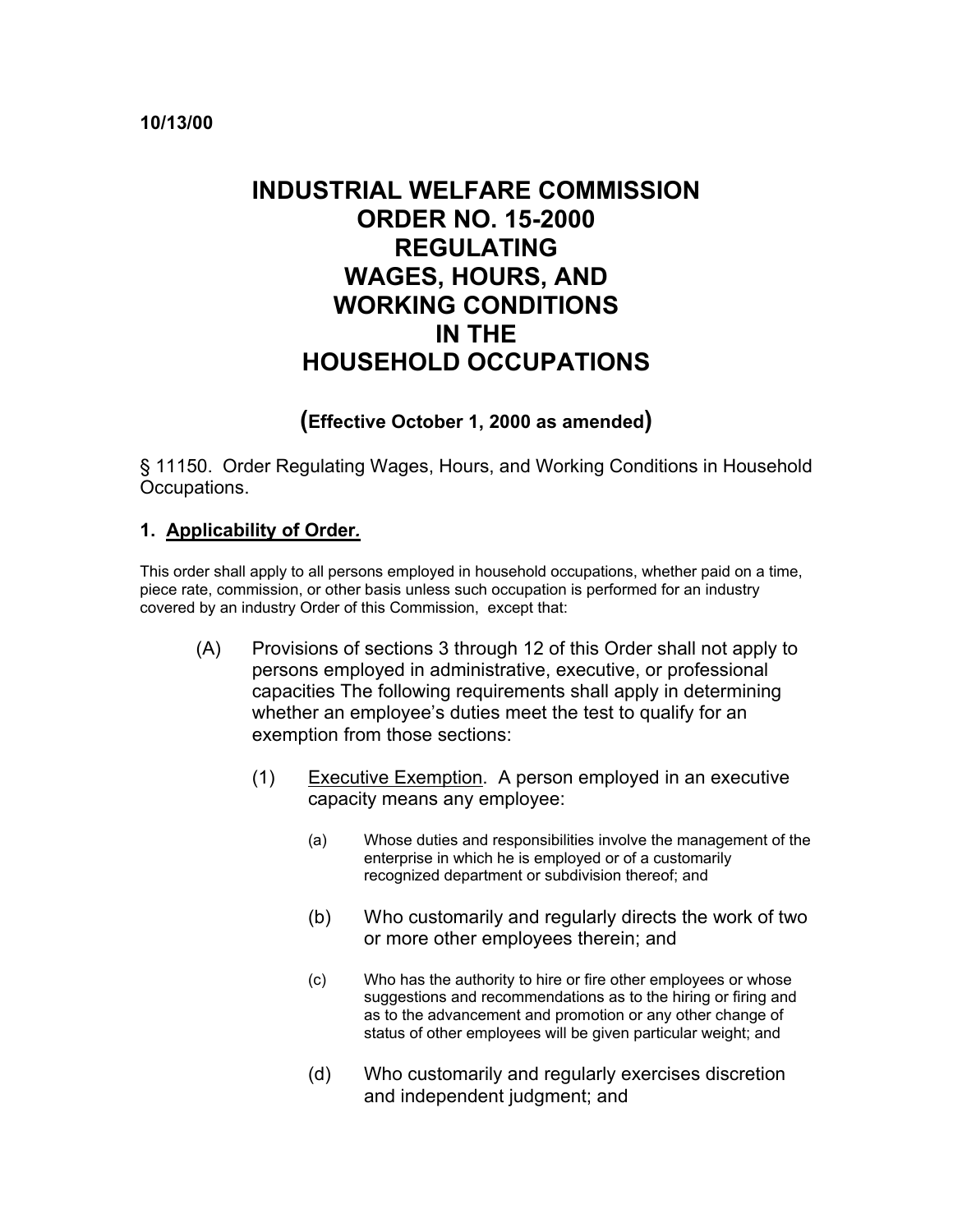10/13/00

# INDUSTRIAL WELFARE COMMISSION ORDER NO. 15-2000 REGULATING WAGES, HOURS, AND WORKING CONDITIONS IN THE HOUSEHOLD OCCUPATIONS

**(Effective October 1, 2000 as amended)**

§ 11150. Order Regulating Wages, Hours, and Working Conditions in Household Occupations.

### 1. Applicability of Order.

This order shall apply to all persons employed in household occupations, whether paid on a time, piece rate, commission, or other basis unless such occupation is performed for an industry covered by an industry Order of this Commission, except that:

(A) Provisions of sections 3 through 12 of this Order shall not apply to persons employed in administrative, executive, or professional capacities The following requirements shall apply in determining whether an employee's duties meet the test to qualify for an exemption from those sections:

(1) Executive Exemption. A person employed in an executive capacity means any employee:

(a) Whose duties and responsibilities involve the management of the enterprise in which he is employed or of a customarily recognized department or subdivision thereof; and

(b) Who customarily and regularly directs the work of two or more other employees therein; and

(c) Who has the authority to hire or fire other employees or whose suggestions and recommendations as to the hiring or firing and as to the advancement and promotion or any other change of status of other employees will be given particular weight; and

(d) Who customarily and regularly exercises discretion and independent judgment; and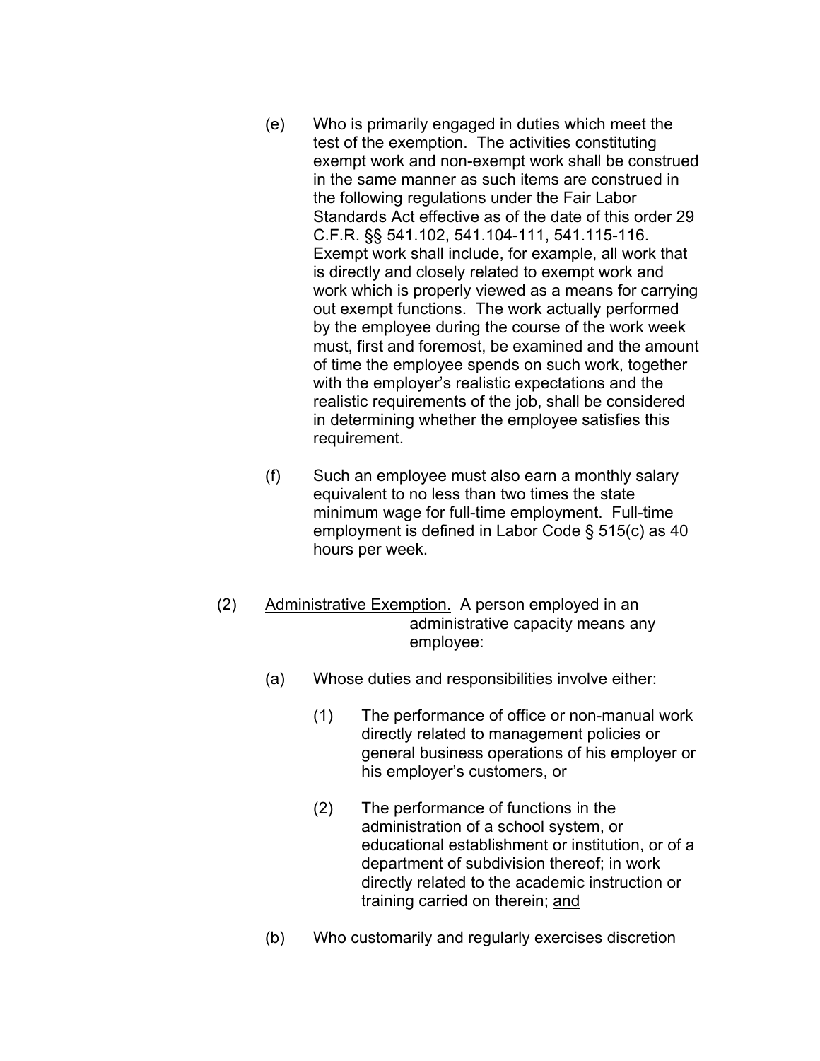(e) Who is primarily engaged in duties which meet the test of the exemption. The activities constituting exempt work and non-exempt work shall be construed in the same manner as such items are construed in the following regulations under the Fair Labor Standards Act effective as of the date of this order 29 C.F.R. §§ 541.102, 541.104-111, 541.115-116. Exempt work shall include, for example, all work that is directly and closely related to exempt work and work which is properly viewed as a means for carrying out exempt functions. The work actually performed by the employee during the course of the work week must, first and foremost, be examined and the amount of time the employee spends on such work, together with the employer's realistic expectations and the realistic requirements of the job, shall be considered in determining whether the employee satisfies this requirement.

(f) Such an employee must also earn a monthly salary equivalent to no less than two times the state minimum wage for full-time employment. Full-time employment is defined in Labor Code § 515(c) as 40 hours per week.

(2) <u>Administrative Exemption.</u> A person employed in an administrative capacity means any employee:

(a) Whose duties and responsibilities involve either:

(1) The performance of office or non-manual work directly related to management policies or general business operations of his employer or his employer's customers, or

(2) The performance of functions in the administration of a school system, or educational establishment or institution, or of a department of subdivision thereof; in work directly related to the academic instruction or training carried on therein; <u>and</u>

(b) Who customarily and regularly exercises discretion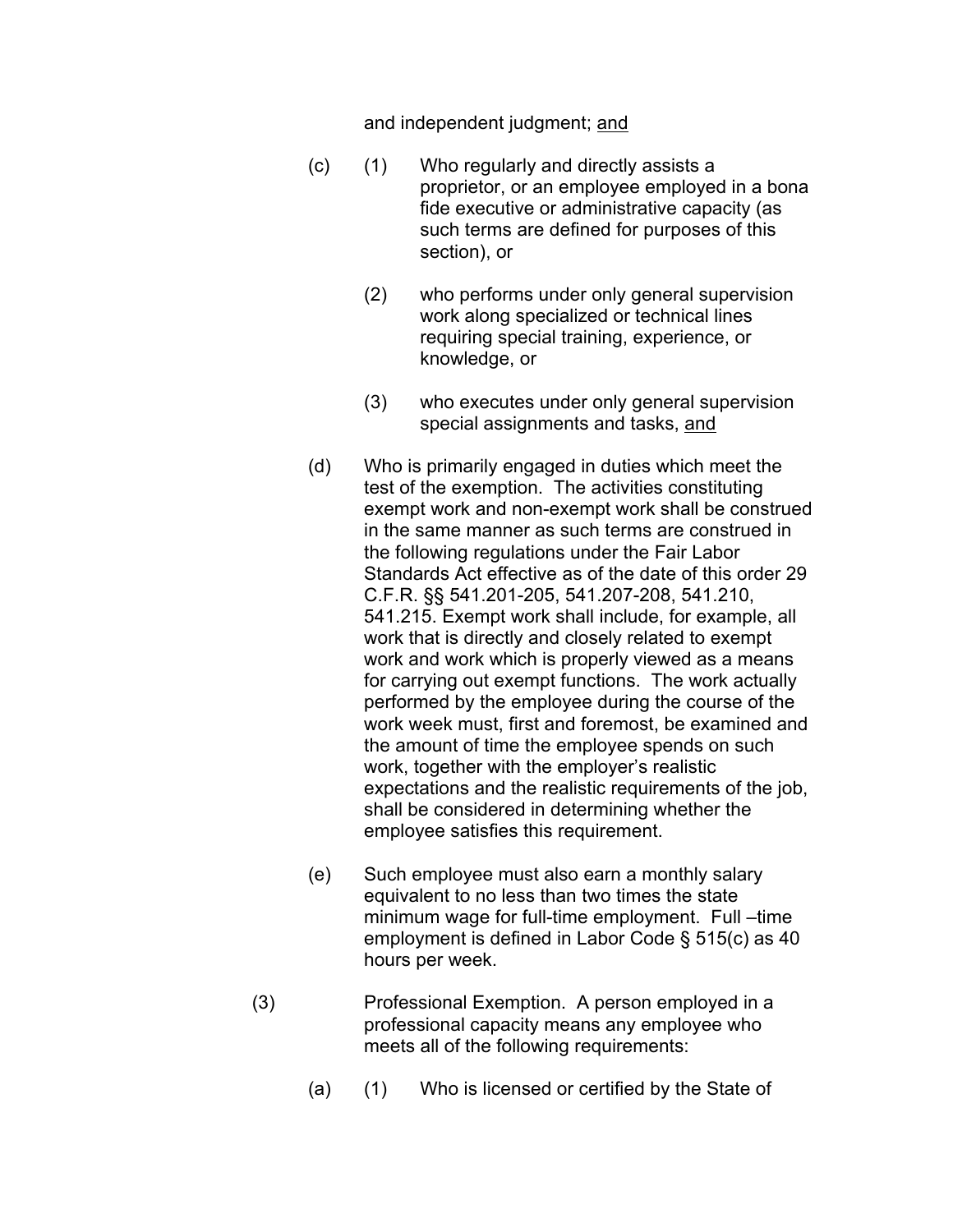and independent judgment; <u>and</u>

(c) (1) Who regularly and directly assists a proprietor, or an employee employed in a bona fide executive or administrative capacity (as such terms are defined for purposes of this section), or

(2) who performs under only general supervision work along specialized or technical lines requiring special training, experience, or knowledge, or

(3) who executes under only general supervision special assignments and tasks, <u>and</u>

(d) Who is primarily engaged in duties which meet the test of the exemption. The activities constituting exempt work and non-exempt work shall be construed in the same manner as such terms are construed in the following regulations under the Fair Labor Standards Act effective as of the date of this order 29 C.F.R. §§ 541.201-205, 541.207-208, 541.210, 541.215. Exempt work shall include, for example, all work that is directly and closely related to exempt work and work which is properly viewed as a means for carrying out exempt functions. The work actually performed by the employee during the course of the work week must, first and foremost, be examined and the amount of time the employee spends on such work, together with the employer's realistic expectations and the realistic requirements of the job, shall be considered in determining whether the employee satisfies this requirement.

(e) Such employee must also earn a monthly salary equivalent to no less than two times the state minimum wage for full-time employment. Full –time employment is defined in Labor Code § 515(c) as 40 hours per week.

(3) Professional Exemption. A person employed in a professional capacity means any employee who meets all of the following requirements:

(a) (1) Who is licensed or certified by the State of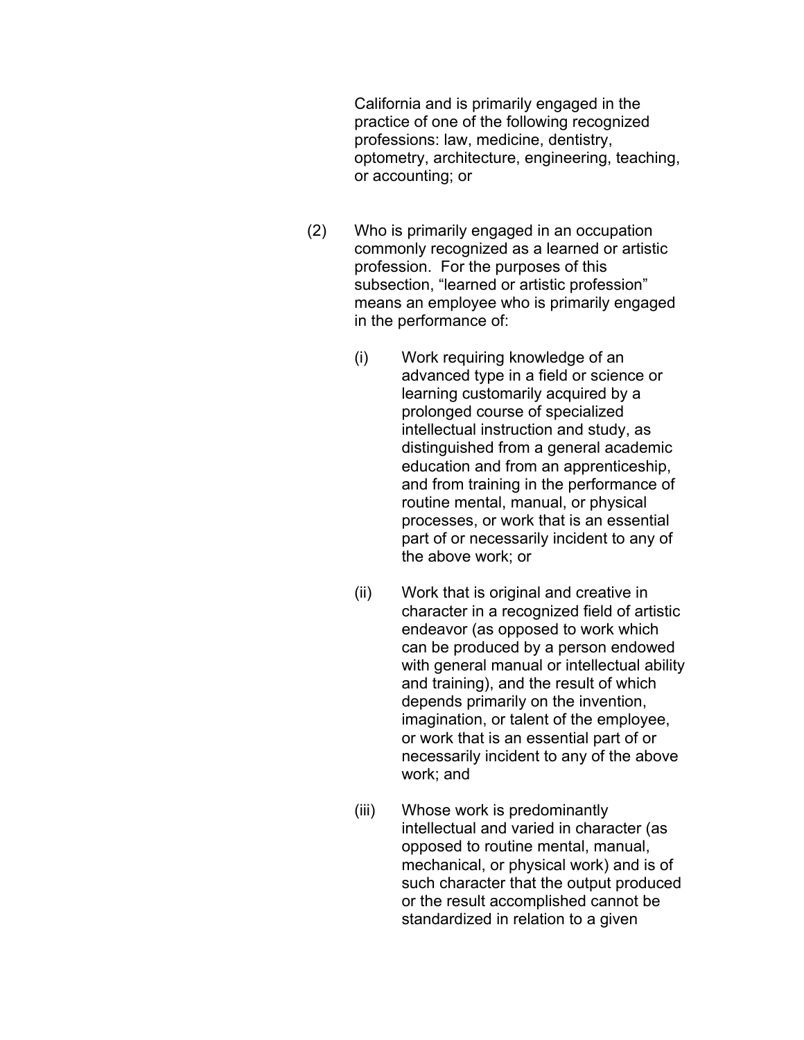California and is primarily engaged in the practice of one of the following recognized professions: law, medicine, dentistry, optometry, architecture, engineering, teaching, or accounting; or

(2) Who is primarily engaged in an occupation commonly recognized as a learned or artistic profession. For the purposes of this subsection, "learned or artistic profession" means an employee who is primarily engaged in the performance of:

(i) Work requiring knowledge of an advanced type in a field or science or learning customarily acquired by a prolonged course of specialized intellectual instruction and study, as distinguished from a general academic education and from an apprenticeship, and from training in the performance of routine mental, manual, or physical processes, or work that is an essential part of or necessarily incident to any of the above work; or

(ii) Work that is original and creative in character in a recognized field of artistic endeavor (as opposed to work which can be produced by a person endowed with general manual or intellectual ability and training), and the result of which depends primarily on the invention, imagination, or talent of the employee, or work that is an essential part of or necessarily incident to any of the above work; and

(iii) Whose work is predominantly intellectual and varied in character (as opposed to routine mental, manual, mechanical, or physical work) and is of such character that the output produced or the result accomplished cannot be standardized in relation to a given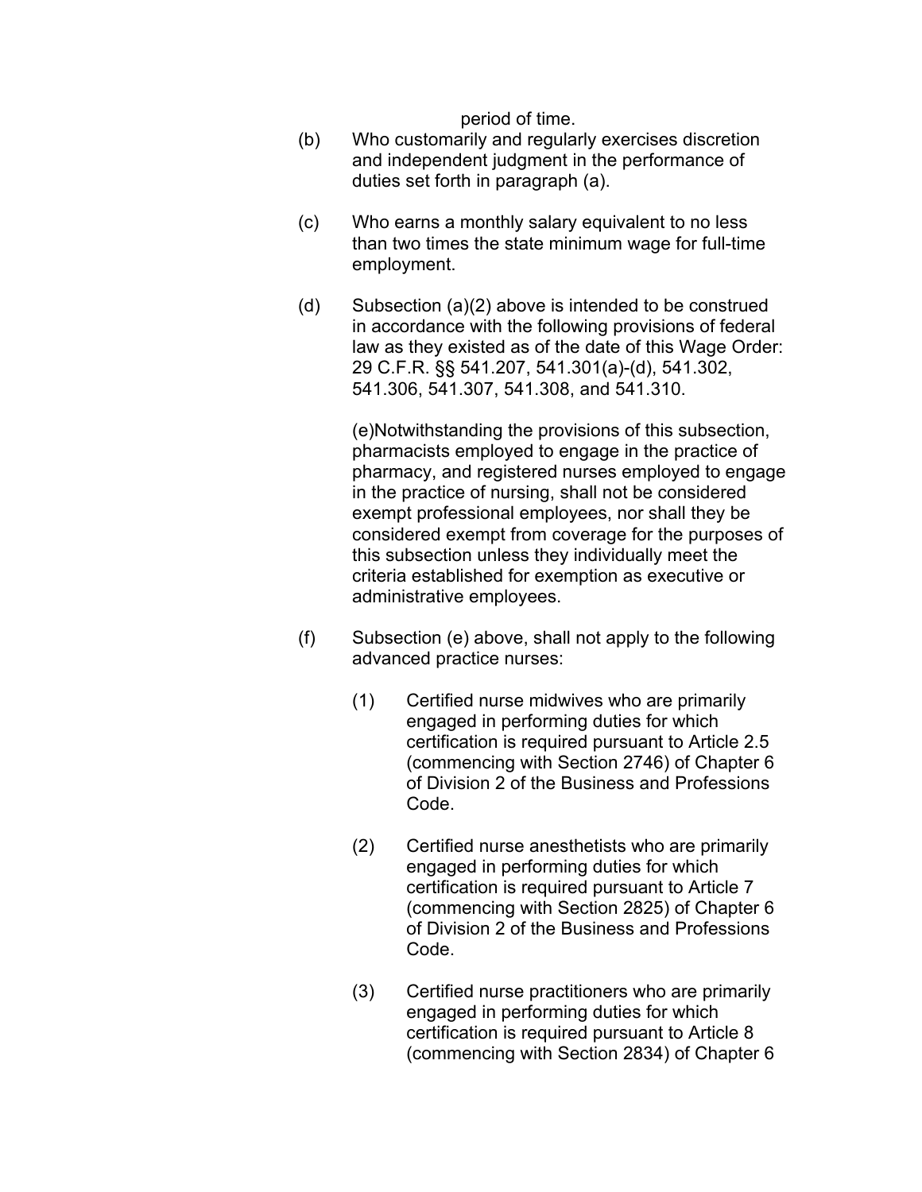period of time.

(b) Who customarily and regularly exercises discretion and independent judgment in the performance of duties set forth in paragraph (a).

(c) Who earns a monthly salary equivalent to no less than two times the state minimum wage for full-time employment.

(d) Subsection (a)(2) above is intended to be construed in accordance with the following provisions of federal law as they existed as of the date of this Wage Order: 29 C.F.R. §§ 541.207, 541.301(a)-(d), 541.302, 541.306, 541.307, 541.308, and 541.310.

(e)Notwithstanding the provisions of this subsection, pharmacists employed to engage in the practice of pharmacy, and registered nurses employed to engage in the practice of nursing, shall not be considered exempt professional employees, nor shall they be considered exempt from coverage for the purposes of this subsection unless they individually meet the criteria established for exemption as executive or administrative employees.

(f) Subsection (e) above, shall not apply to the following advanced practice nurses:

(1) Certified nurse midwives who are primarily engaged in performing duties for which certification is required pursuant to Article 2.5 (commencing with Section 2746) of Chapter 6 of Division 2 of the Business and Professions Code.

(2) Certified nurse anesthetists who are primarily engaged in performing duties for which certification is required pursuant to Article 7 (commencing with Section 2825) of Chapter 6 of Division 2 of the Business and Professions Code.

(3) Certified nurse practitioners who are primarily engaged in performing duties for which certification is required pursuant to Article 8 (commencing with Section 2834) of Chapter 6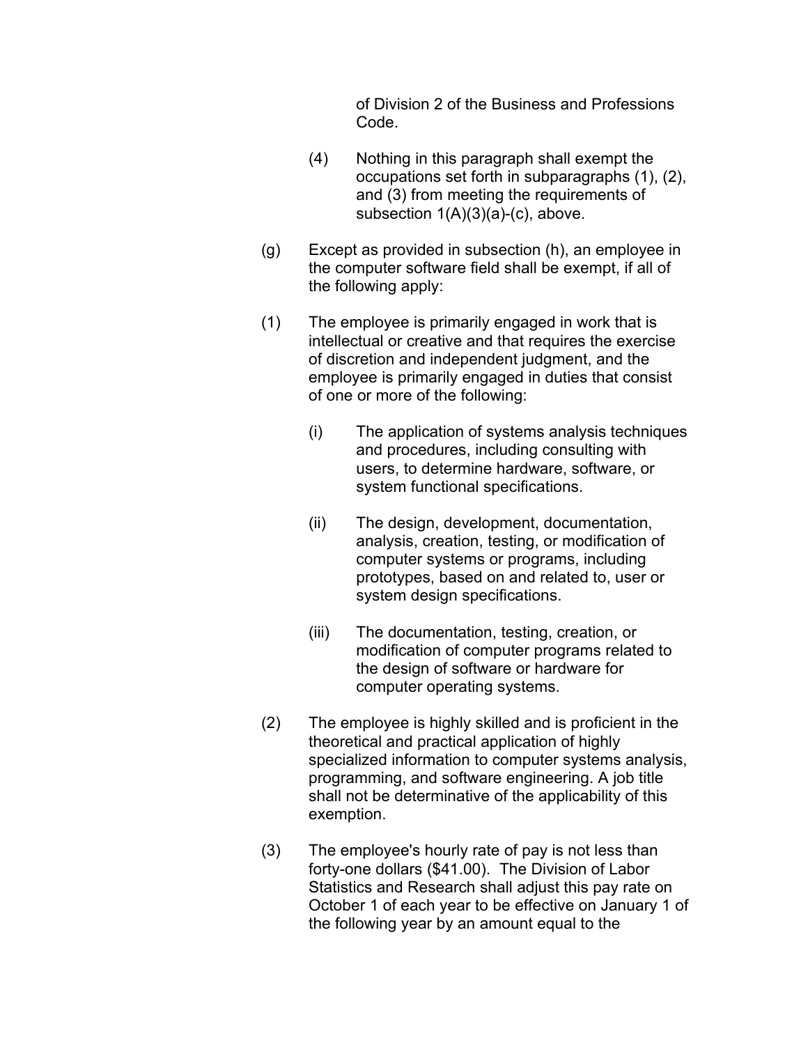of Division 2 of the Business and Professions Code.

(4) Nothing in this paragraph shall exempt the occupations set forth in subparagraphs (1), (2), and (3) from meeting the requirements of subsection 1(A)(3)(a)-(c), above.

(g) Except as provided in subsection (h), an employee in the computer software field shall be exempt, if all of the following apply:

(1) The employee is primarily engaged in work that is intellectual or creative and that requires the exercise of discretion and independent judgment, and the employee is primarily engaged in duties that consist of one or more of the following:

(i) The application of systems analysis techniques and procedures, including consulting with users, to determine hardware, software, or system functional specifications.

(ii) The design, development, documentation, analysis, creation, testing, or modification of computer systems or programs, including prototypes, based on and related to, user or system design specifications.

(iii) The documentation, testing, creation, or modification of computer programs related to the design of software or hardware for computer operating systems.

(2) The employee is highly skilled and is proficient in the theoretical and practical application of highly specialized information to computer systems analysis, programming, and software engineering. A job title shall not be determinative of the applicability of this exemption.

(3) The employee's hourly rate of pay is not less than forty-one dollars ($41.00). The Division of Labor Statistics and Research shall adjust this pay rate on October 1 of each year to be effective on January 1 of the following year by an amount equal to the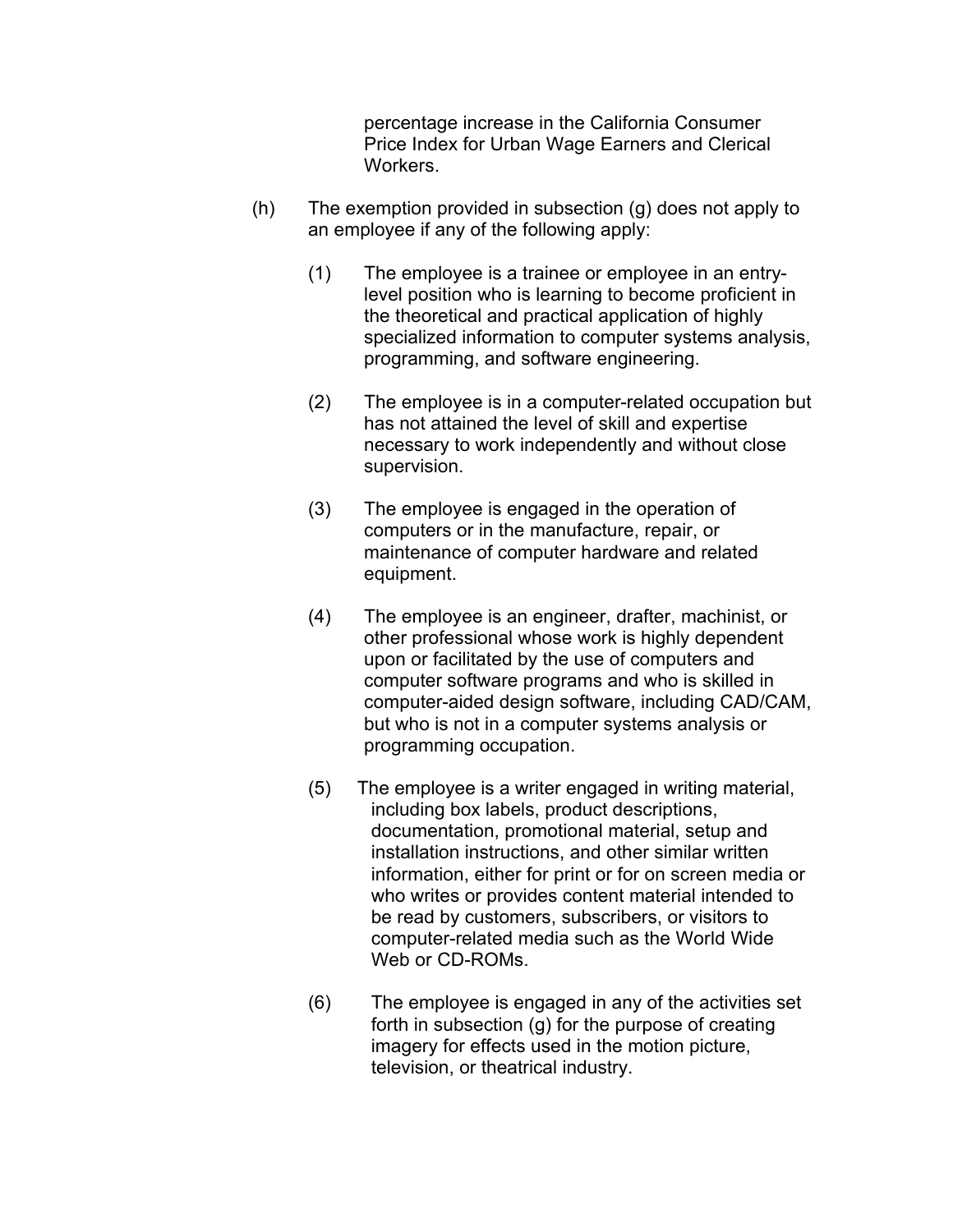percentage increase in the California Consumer Price Index for Urban Wage Earners and Clerical Workers.

(h) The exemption provided in subsection (g) does not apply to an employee if any of the following apply:

(1) The employee is a trainee or employee in an entry-level position who is learning to become proficient in the theoretical and practical application of highly specialized information to computer systems analysis, programming, and software engineering.

(2) The employee is in a computer-related occupation but has not attained the level of skill and expertise necessary to work independently and without close supervision.

(3) The employee is engaged in the operation of computers or in the manufacture, repair, or maintenance of computer hardware and related equipment.

(4) The employee is an engineer, drafter, machinist, or other professional whose work is highly dependent upon or facilitated by the use of computers and computer software programs and who is skilled in computer-aided design software, including CAD/CAM, but who is not in a computer systems analysis or programming occupation.

(5) The employee is a writer engaged in writing material, including box labels, product descriptions, documentation, promotional material, setup and installation instructions, and other similar written information, either for print or for on screen media or who writes or provides content material intended to be read by customers, subscribers, or visitors to computer-related media such as the World Wide Web or CD-ROMs.

(6) The employee is engaged in any of the activities set forth in subsection (g) for the purpose of creating imagery for effects used in the motion picture, television, or theatrical industry.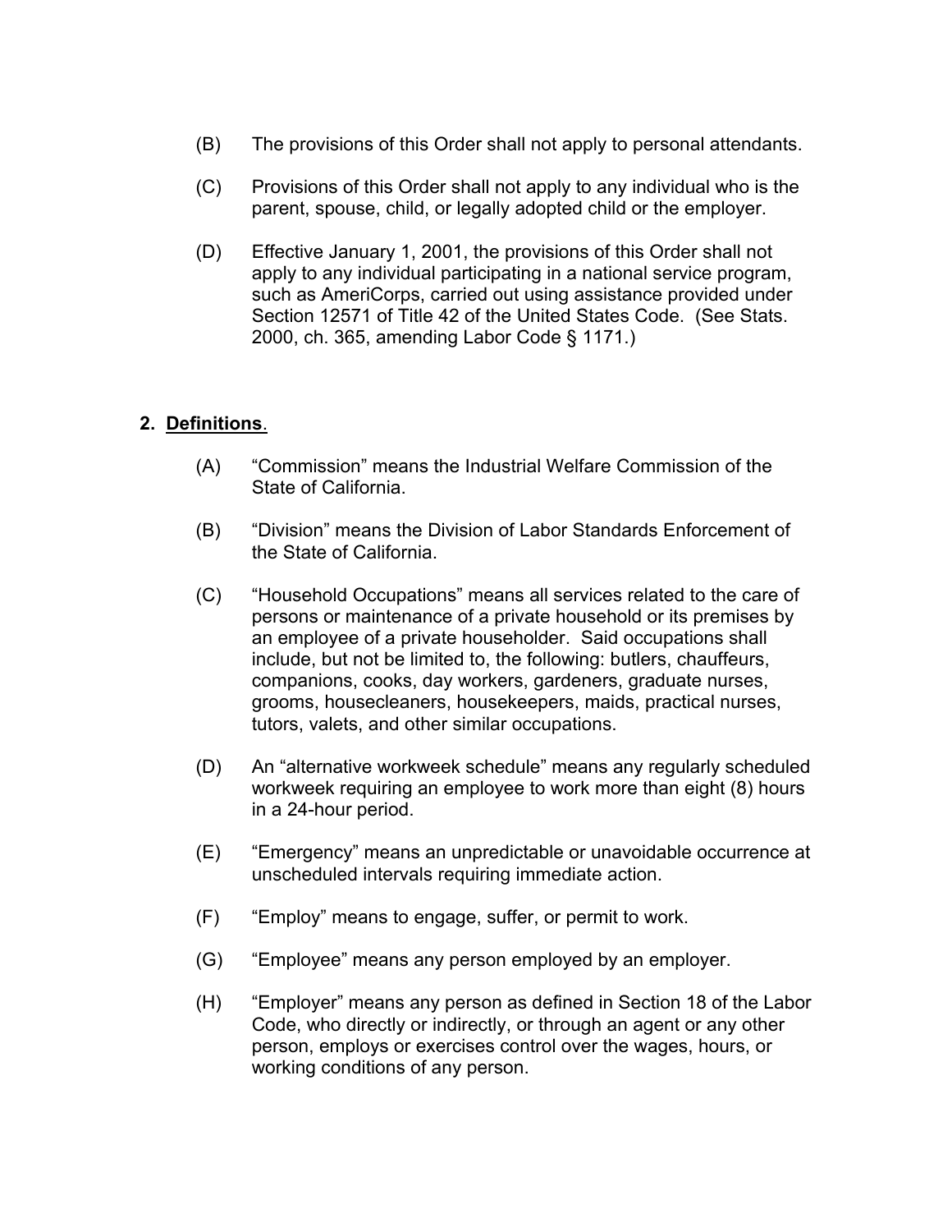(B) The provisions of this Order shall not apply to personal attendants.

(C) Provisions of this Order shall not apply to any individual who is the parent, spouse, child, or legally adopted child or the employer.

(D) Effective January 1, 2001, the provisions of this Order shall not apply to any individual participating in a national service program, such as AmeriCorps, carried out using assistance provided under Section 12571 of Title 42 of the United States Code. (See Stats. 2000, ch. 365, amending Labor Code § 1171.)

**2. <u>Definitions</u>.**

(A) “Commission” means the Industrial Welfare Commission of the State of California.

(B) “Division” means the Division of Labor Standards Enforcement of the State of California.

(C) “Household Occupations” means all services related to the care of persons or maintenance of a private household or its premises by an employee of a private householder. Said occupations shall include, but not be limited to, the following: butlers, chauffeurs, companions, cooks, day workers, gardeners, graduate nurses, grooms, housecleaners, housekeepers, maids, practical nurses, tutors, valets, and other similar occupations.

(D) An “alternative workweek schedule” means any regularly scheduled workweek requiring an employee to work more than eight (8) hours in a 24-hour period.

(E) “Emergency” means an unpredictable or unavoidable occurrence at unscheduled intervals requiring immediate action.

(F) “Employ” means to engage, suffer, or permit to work.

(G) “Employee” means any person employed by an employer.

(H) “Employer” means any person as defined in Section 18 of the Labor Code, who directly or indirectly, or through an agent or any other person, employs or exercises control over the wages, hours, or working conditions of any person.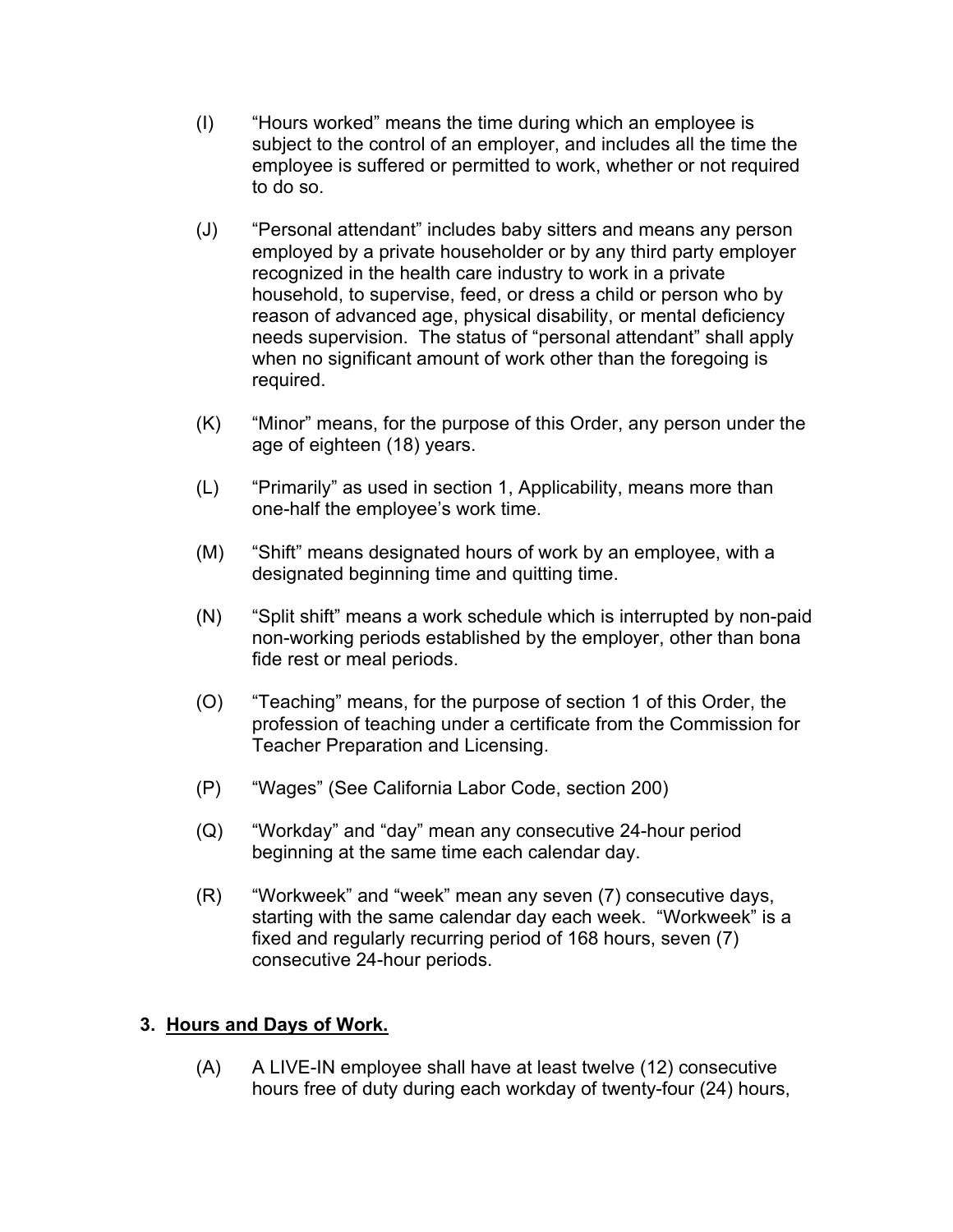(I) "Hours worked" means the time during which an employee is subject to the control of an employer, and includes all the time the employee is suffered or permitted to work, whether or not required to do so.

(J) "Personal attendant" includes baby sitters and means any person employed by a private householder or by any third party employer recognized in the health care industry to work in a private household, to supervise, feed, or dress a child or person who by reason of advanced age, physical disability, or mental deficiency needs supervision. The status of "personal attendant" shall apply when no significant amount of work other than the foregoing is required.

(K) "Minor" means, for the purpose of this Order, any person under the age of eighteen (18) years.

(L) "Primarily" as used in section 1, Applicability, means more than one-half the employee's work time.

(M) "Shift" means designated hours of work by an employee, with a designated beginning time and quitting time.

(N) "Split shift" means a work schedule which is interrupted by non-paid non-working periods established by the employer, other than bona fide rest or meal periods.

(O) "Teaching" means, for the purpose of section 1 of this Order, the profession of teaching under a certificate from the Commission for Teacher Preparation and Licensing.

(P) "Wages" (See California Labor Code, section 200)

(Q) "Workday" and "day" mean any consecutive 24-hour period beginning at the same time each calendar day.

(R) "Workweek" and "week" mean any seven (7) consecutive days, starting with the same calendar day each week. "Workweek" is a fixed and regularly recurring period of 168 hours, seven (7) consecutive 24-hour periods.

## 3. Hours and Days of Work.

(A) A LIVE-IN employee shall have at least twelve (12) consecutive hours free of duty during each workday of twenty-four (24) hours,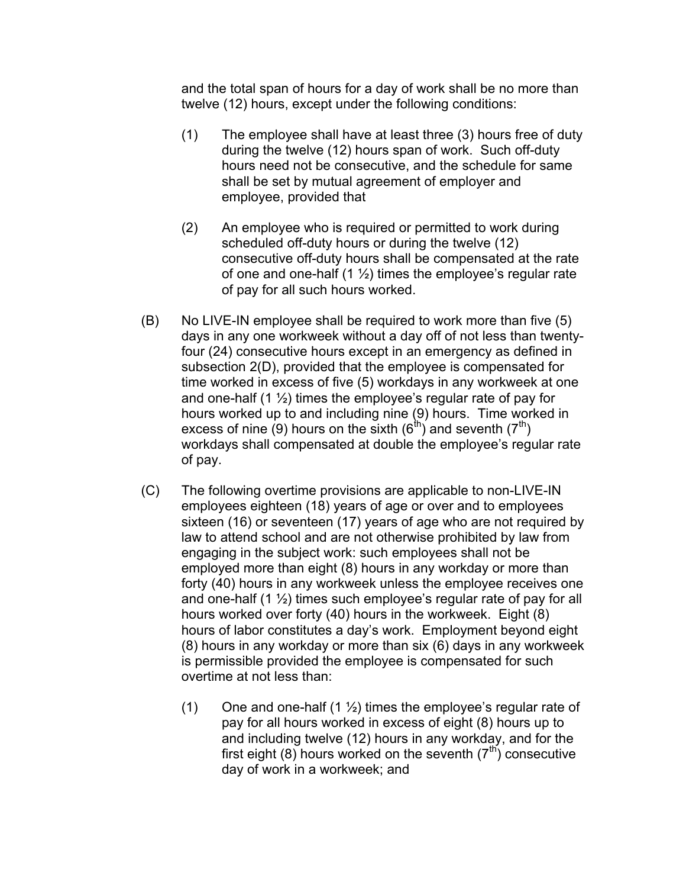and the total span of hours for a day of work shall be no more than twelve (12) hours, except under the following conditions:

(1) The employee shall have at least three (3) hours free of duty during the twelve (12) hours span of work. Such off-duty hours need not be consecutive, and the schedule for same shall be set by mutual agreement of employer and employee, provided that

(2) An employee who is required or permitted to work during scheduled off-duty hours or during the twelve (12) consecutive off-duty hours shall be compensated at the rate of one and one-half (1 ½) times the employee's regular rate of pay for all such hours worked.

(B) No LIVE-IN employee shall be required to work more than five (5) days in any one workweek without a day off of not less than twenty-four (24) consecutive hours except in an emergency as defined in subsection 2(D), provided that the employee is compensated for time worked in excess of five (5) workdays in any workweek at one and one-half (1 ½) times the employee's regular rate of pay for hours worked up to and including nine (9) hours. Time worked in excess of nine (9) hours on the sixth (6th) and seventh (7th) workdays shall compensated at double the employee's regular rate of pay.

(C) The following overtime provisions are applicable to non-LIVE-IN employees eighteen (18) years of age or over and to employees sixteen (16) or seventeen (17) years of age who are not required by law to attend school and are not otherwise prohibited by law from engaging in the subject work: such employees shall not be employed more than eight (8) hours in any workday or more than forty (40) hours in any workweek unless the employee receives one and one-half (1 ½) times such employee's regular rate of pay for all hours worked over forty (40) hours in the workweek. Eight (8) hours of labor constitutes a day's work. Employment beyond eight (8) hours in any workday or more than six (6) days in any workweek is permissible provided the employee is compensated for such overtime at not less than:

(1) One and one-half (1 ½) times the employee's regular rate of pay for all hours worked in excess of eight (8) hours up to and including twelve (12) hours in any workday, and for the first eight (8) hours worked on the seventh (7th) consecutive day of work in a workweek; and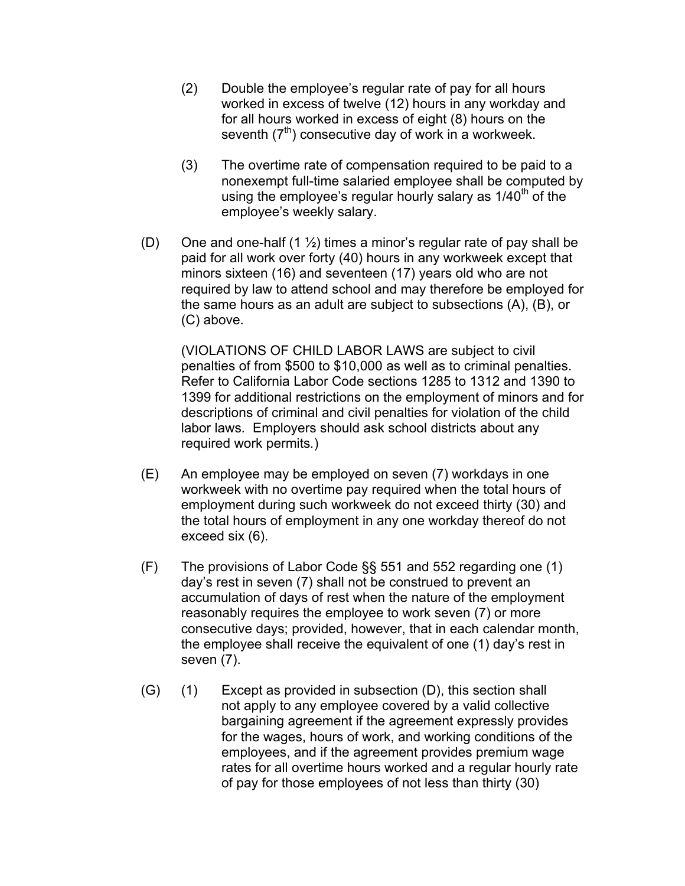(2) Double the employee's regular rate of pay for all hours worked in excess of twelve (12) hours in any workday and for all hours worked in excess of eight (8) hours on the seventh ($7^{th}$) consecutive day of work in a workweek.

(3) The overtime rate of compensation required to be paid to a nonexempt full-time salaried employee shall be computed by using the employee's regular hourly salary as $1/40^{th}$ of the employee's weekly salary.

(D) One and one-half (1 ½) times a minor's regular rate of pay shall be paid for all work over forty (40) hours in any workweek except that minors sixteen (16) and seventeen (17) years old who are not required by law to attend school and may therefore be employed for the same hours as an adult are subject to subsections (A), (B), or (C) above.

(VIOLATIONS OF CHILD LABOR LAWS are subject to civil penalties of from $500 to $10,000 as well as to criminal penalties. Refer to California Labor Code sections 1285 to 1312 and 1390 to 1399 for additional restrictions on the employment of minors and for descriptions of criminal and civil penalties for violation of the child labor laws. Employers should ask school districts about any required work permits.)

(E) An employee may be employed on seven (7) workdays in one workweek with no overtime pay required when the total hours of employment during such workweek do not exceed thirty (30) and the total hours of employment in any one workday thereof do not exceed six (6).

(F) The provisions of Labor Code §§ 551 and 552 regarding one (1) day's rest in seven (7) shall not be construed to prevent an accumulation of days of rest when the nature of the employment reasonably requires the employee to work seven (7) or more consecutive days; provided, however, that in each calendar month, the employee shall receive the equivalent of one (1) day's rest in seven (7).

(G) (1) Except as provided in subsection (D), this section shall not apply to any employee covered by a valid collective bargaining agreement if the agreement expressly provides for the wages, hours of work, and working conditions of the employees, and if the agreement provides premium wage rates for all overtime hours worked and a regular hourly rate of pay for those employees of not less than thirty (30)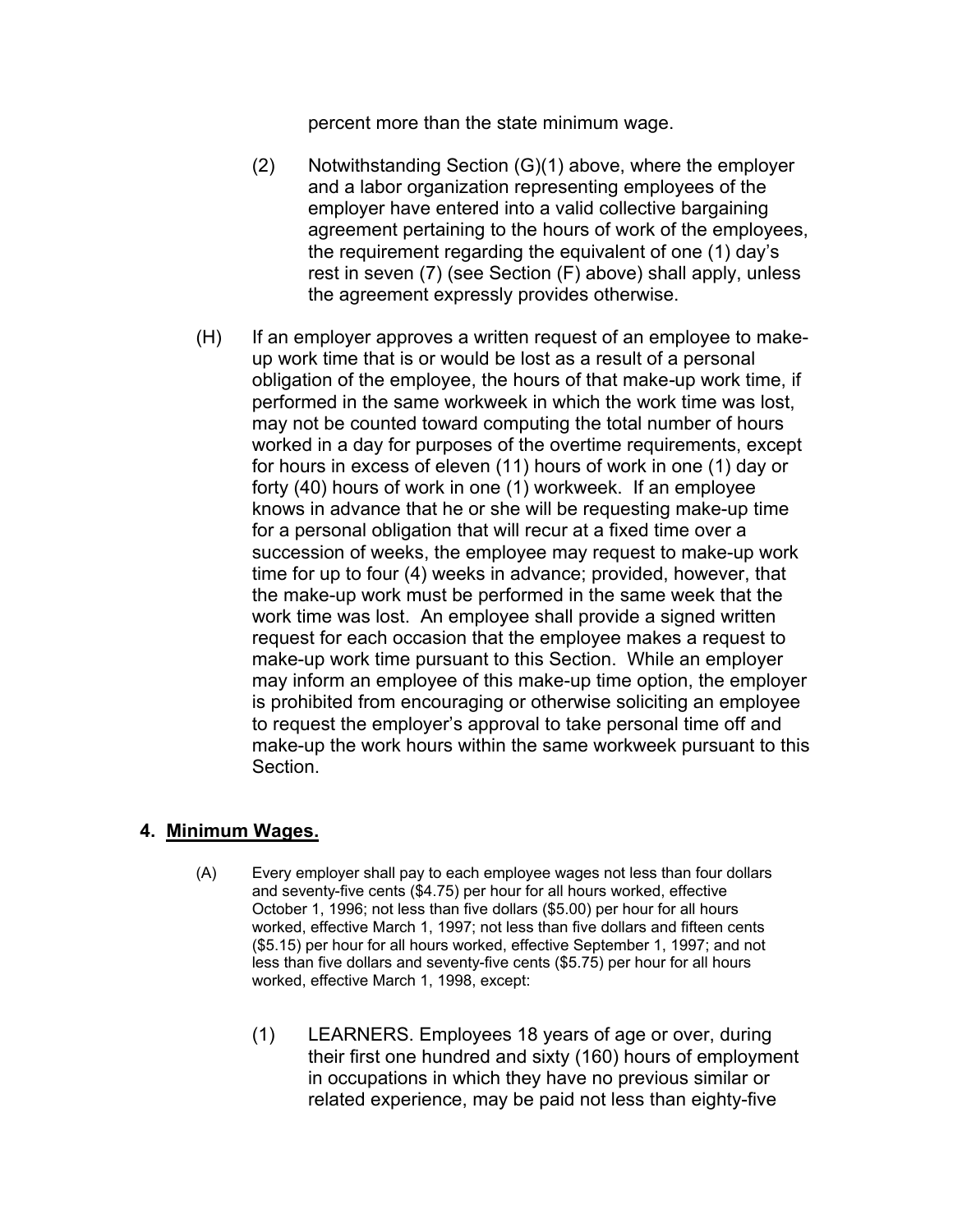percent more than the state minimum wage.

(2) Notwithstanding Section (G)(1) above, where the employer and a labor organization representing employees of the employer have entered into a valid collective bargaining agreement pertaining to the hours of work of the employees, the requirement regarding the equivalent of one (1) day's rest in seven (7) (see Section (F) above) shall apply, unless the agreement expressly provides otherwise.

(H) If an employer approves a written request of an employee to make-up work time that is or would be lost as a result of a personal obligation of the employee, the hours of that make-up work time, if performed in the same workweek in which the work time was lost, may not be counted toward computing the total number of hours worked in a day for purposes of the overtime requirements, except for hours in excess of eleven (11) hours of work in one (1) day or forty (40) hours of work in one (1) workweek. If an employee knows in advance that he or she will be requesting make-up time for a personal obligation that will recur at a fixed time over a succession of weeks, the employee may request to make-up work time for up to four (4) weeks in advance; provided, however, that the make-up work must be performed in the same week that the work time was lost. An employee shall provide a signed written request for each occasion that the employee makes a request to make-up work time pursuant to this Section. While an employer may inform an employee of this make-up time option, the employer is prohibited from encouraging or otherwise soliciting an employee to request the employer's approval to take personal time off and make-up the work hours within the same workweek pursuant to this Section.

## 4. <u>Minimum Wages.</u>

(A) Every employer shall pay to each employee wages not less than four dollars and seventy-five cents ($4.75) per hour for all hours worked, effective October 1, 1996; not less than five dollars ($5.00) per hour for all hours worked, effective March 1, 1997; not less than five dollars and fifteen cents ($5.15) per hour for all hours worked, effective September 1, 1997; and not less than five dollars and seventy-five cents ($5.75) per hour for all hours worked, effective March 1, 1998, except:

(1) LEARNERS. Employees 18 years of age or over, during their first one hundred and sixty (160) hours of employment in occupations in which they have no previous similar or related experience, may be paid not less than eighty-five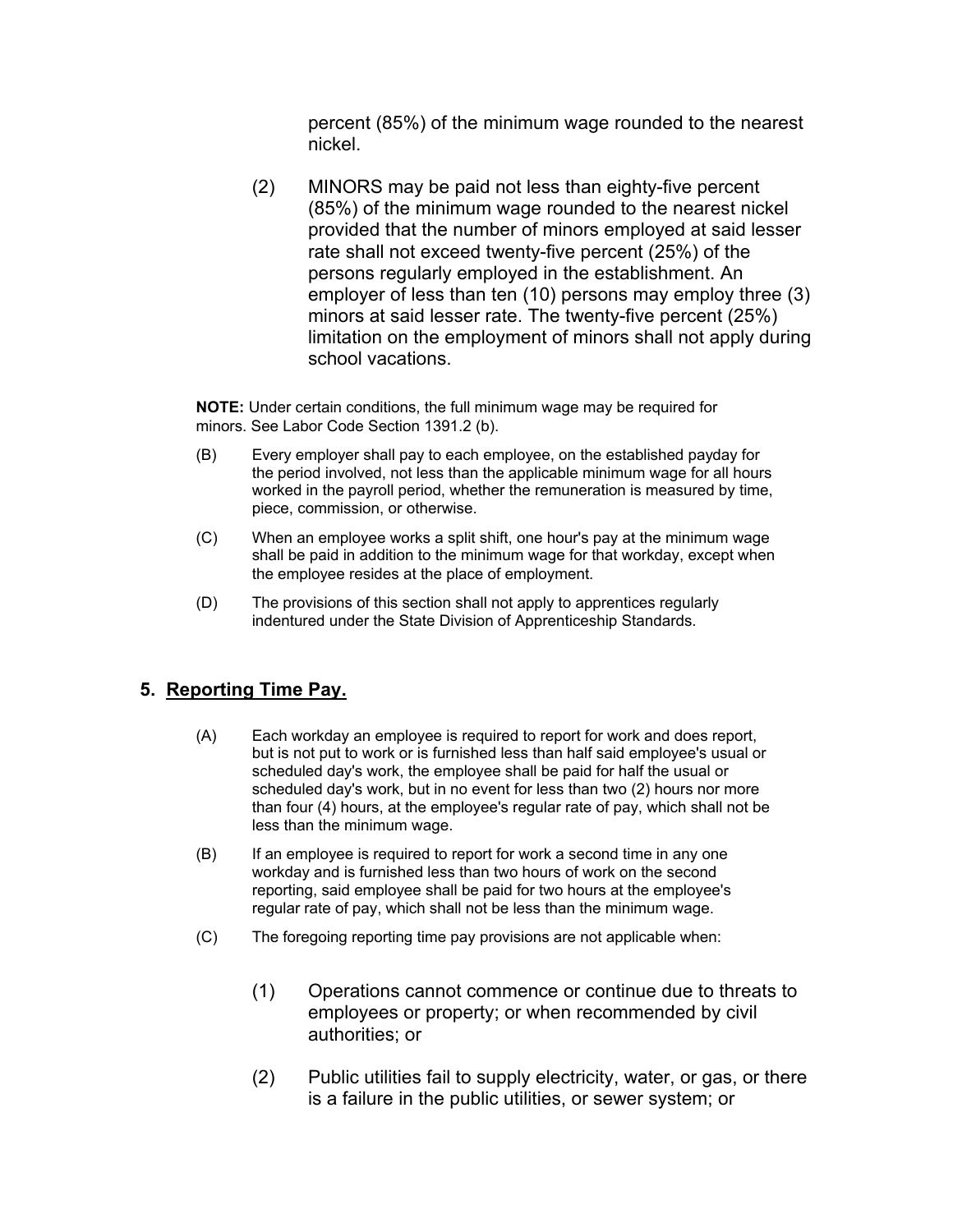percent (85%) of the minimum wage rounded to the nearest nickel.

(2) MINORS may be paid not less than eighty-five percent (85%) of the minimum wage rounded to the nearest nickel provided that the number of minors employed at said lesser rate shall not exceed twenty-five percent (25%) of the persons regularly employed in the establishment. An employer of less than ten (10) persons may employ three (3) minors at said lesser rate. The twenty-five percent (25%) limitation on the employment of minors shall not apply during school vacations.

**NOTE:** Under certain conditions, the full minimum wage may be required for minors. See Labor Code Section 1391.2 (b).

(B) Every employer shall pay to each employee, on the established payday for the period involved, not less than the applicable minimum wage for all hours worked in the payroll period, whether the remuneration is measured by time, piece, commission, or otherwise.

(C) When an employee works a split shift, one hour's pay at the minimum wage shall be paid in addition to the minimum wage for that workday, except when the employee resides at the place of employment.

(D) The provisions of this section shall not apply to apprentices regularly indentured under the State Division of Apprenticeship Standards.

## 5. Reporting Time Pay.

(A) Each workday an employee is required to report for work and does report, but is not put to work or is furnished less than half said employee's usual or scheduled day's work, the employee shall be paid for half the usual or scheduled day's work, but in no event for less than two (2) hours nor more than four (4) hours, at the employee's regular rate of pay, which shall not be less than the minimum wage.

(B) If an employee is required to report for work a second time in any one workday and is furnished less than two hours of work on the second reporting, said employee shall be paid for two hours at the employee's regular rate of pay, which shall not be less than the minimum wage.

(C) The foregoing reporting time pay provisions are not applicable when:

(1) Operations cannot commence or continue due to threats to employees or property; or when recommended by civil authorities; or

(2) Public utilities fail to supply electricity, water, or gas, or there is a failure in the public utilities, or sewer system; or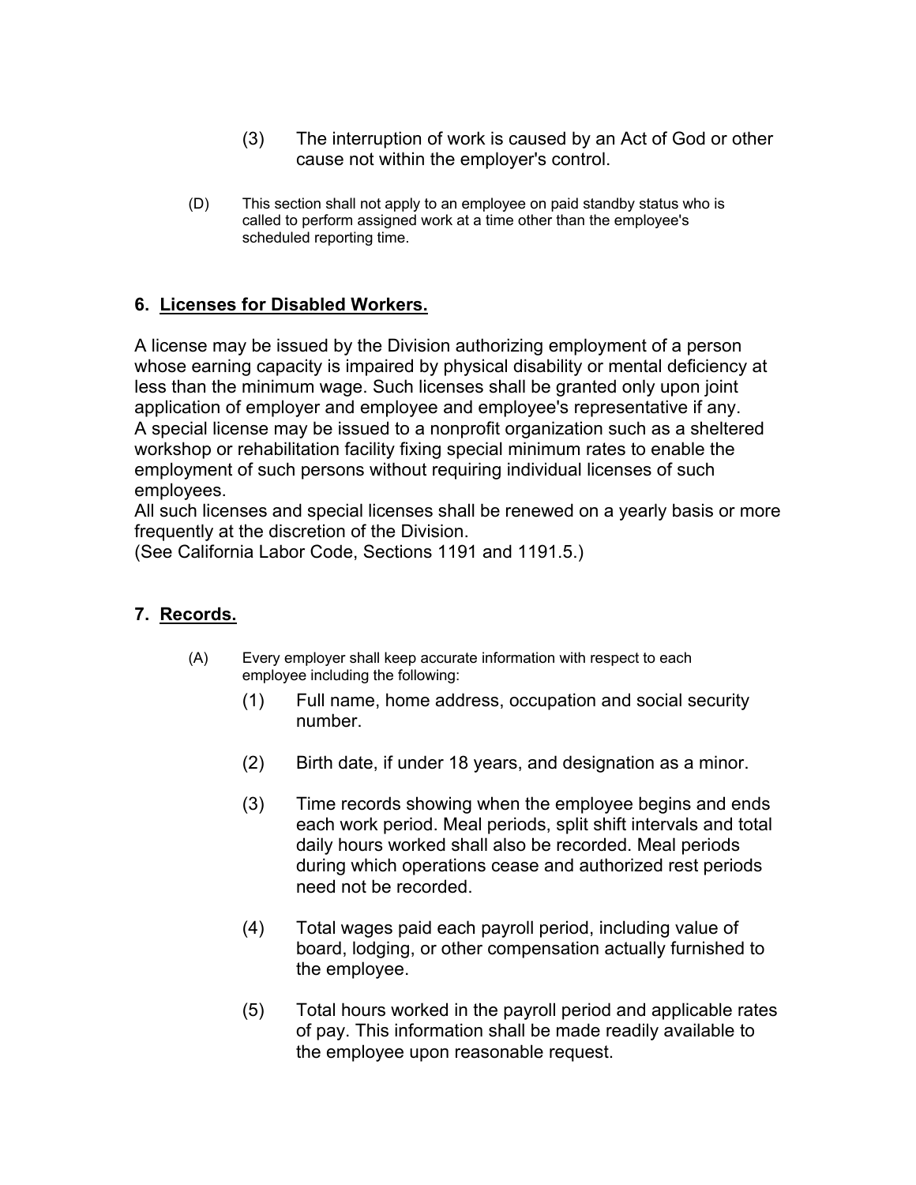(3) The interruption of work is caused by an Act of God or other cause not within the employer's control.

(D) This section shall not apply to an employee on paid standby status who is called to perform assigned work at a time other than the employee's scheduled reporting time.

## 6. Licenses for Disabled Workers.

A license may be issued by the Division authorizing employment of a person whose earning capacity is impaired by physical disability or mental deficiency at less than the minimum wage. Such licenses shall be granted only upon joint application of employer and employee and employee's representative if any.
A special license may be issued to a nonprofit organization such as a sheltered workshop or rehabilitation facility fixing special minimum rates to enable the employment of such persons without requiring individual licenses of such employees.
All such licenses and special licenses shall be renewed on a yearly basis or more frequently at the discretion of the Division.
(See California Labor Code, Sections 1191 and 1191.5.)

## 7. Records.

(A) Every employer shall keep accurate information with respect to each employee including the following:

(1) Full name, home address, occupation and social security number.

(2) Birth date, if under 18 years, and designation as a minor.

(3) Time records showing when the employee begins and ends each work period. Meal periods, split shift intervals and total daily hours worked shall also be recorded. Meal periods during which operations cease and authorized rest periods need not be recorded.

(4) Total wages paid each payroll period, including value of board, lodging, or other compensation actually furnished to the employee.

(5) Total hours worked in the payroll period and applicable rates of pay. This information shall be made readily available to the employee upon reasonable request.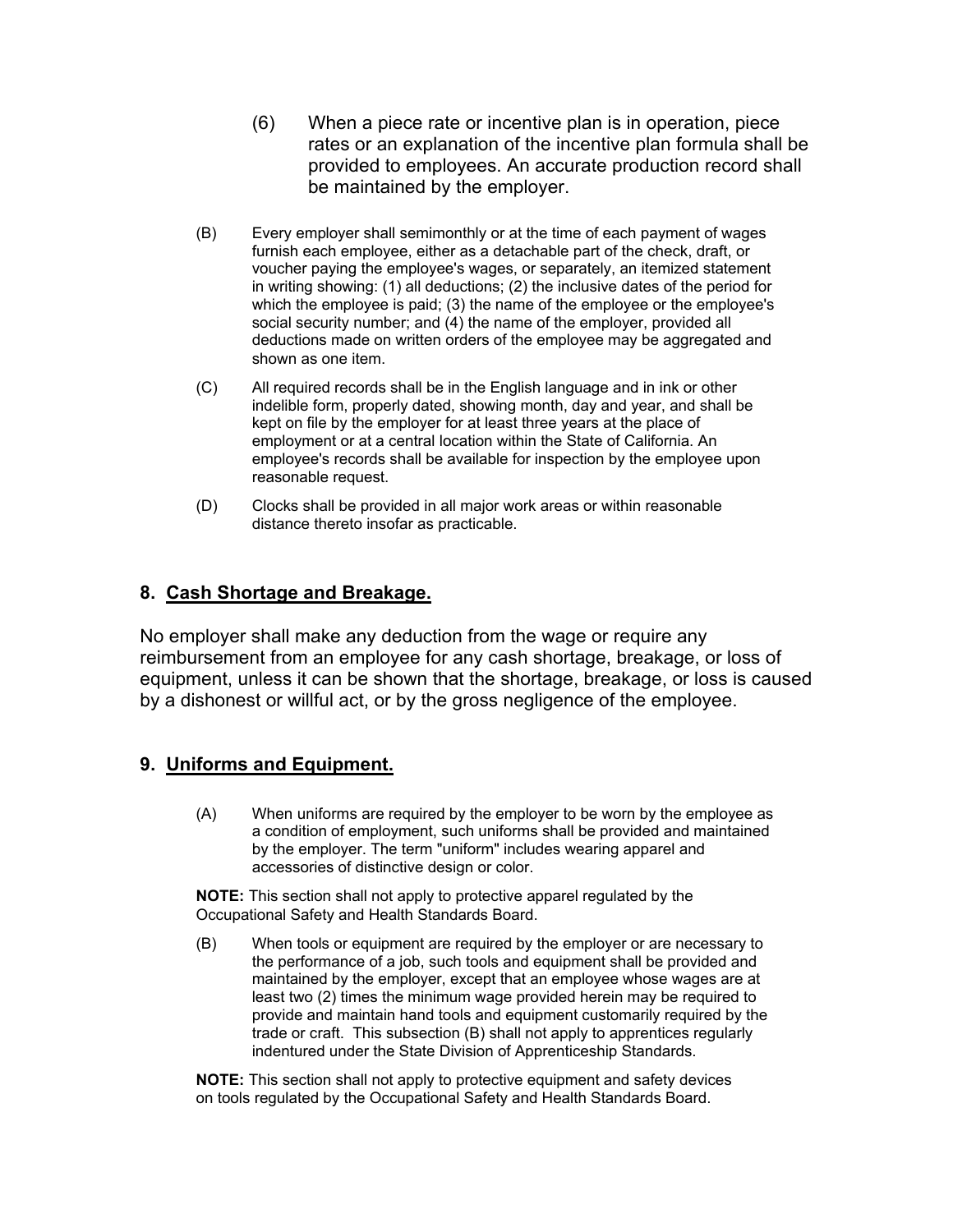(6) When a piece rate or incentive plan is in operation, piece rates or an explanation of the incentive plan formula shall be provided to employees. An accurate production record shall be maintained by the employer.

(B) Every employer shall semimonthly or at the time of each payment of wages furnish each employee, either as a detachable part of the check, draft, or voucher paying the employee's wages, or separately, an itemized statement in writing showing: (1) all deductions; (2) the inclusive dates of the period for which the employee is paid; (3) the name of the employee or the employee's social security number; and (4) the name of the employer, provided all deductions made on written orders of the employee may be aggregated and shown as one item.

(C) All required records shall be in the English language and in ink or other indelible form, properly dated, showing month, day and year, and shall be kept on file by the employer for at least three years at the place of employment or at a central location within the State of California. An employee's records shall be available for inspection by the employee upon reasonable request.

(D) Clocks shall be provided in all major work areas or within reasonable distance thereto insofar as practicable.

## 8. Cash Shortage and Breakage.

No employer shall make any deduction from the wage or require any reimbursement from an employee for any cash shortage, breakage, or loss of equipment, unless it can be shown that the shortage, breakage, or loss is caused by a dishonest or willful act, or by the gross negligence of the employee.

## 9. Uniforms and Equipment.

(A) When uniforms are required by the employer to be worn by the employee as a condition of employment, such uniforms shall be provided and maintained by the employer. The term "uniform" includes wearing apparel and accessories of distinctive design or color.

**NOTE:** This section shall not apply to protective apparel regulated by the Occupational Safety and Health Standards Board.

(B) When tools or equipment are required by the employer or are necessary to the performance of a job, such tools and equipment shall be provided and maintained by the employer, except that an employee whose wages are at least two (2) times the minimum wage provided herein may be required to provide and maintain hand tools and equipment customarily required by the trade or craft. This subsection (B) shall not apply to apprentices regularly indentured under the State Division of Apprenticeship Standards.

**NOTE:** This section shall not apply to protective equipment and safety devices on tools regulated by the Occupational Safety and Health Standards Board.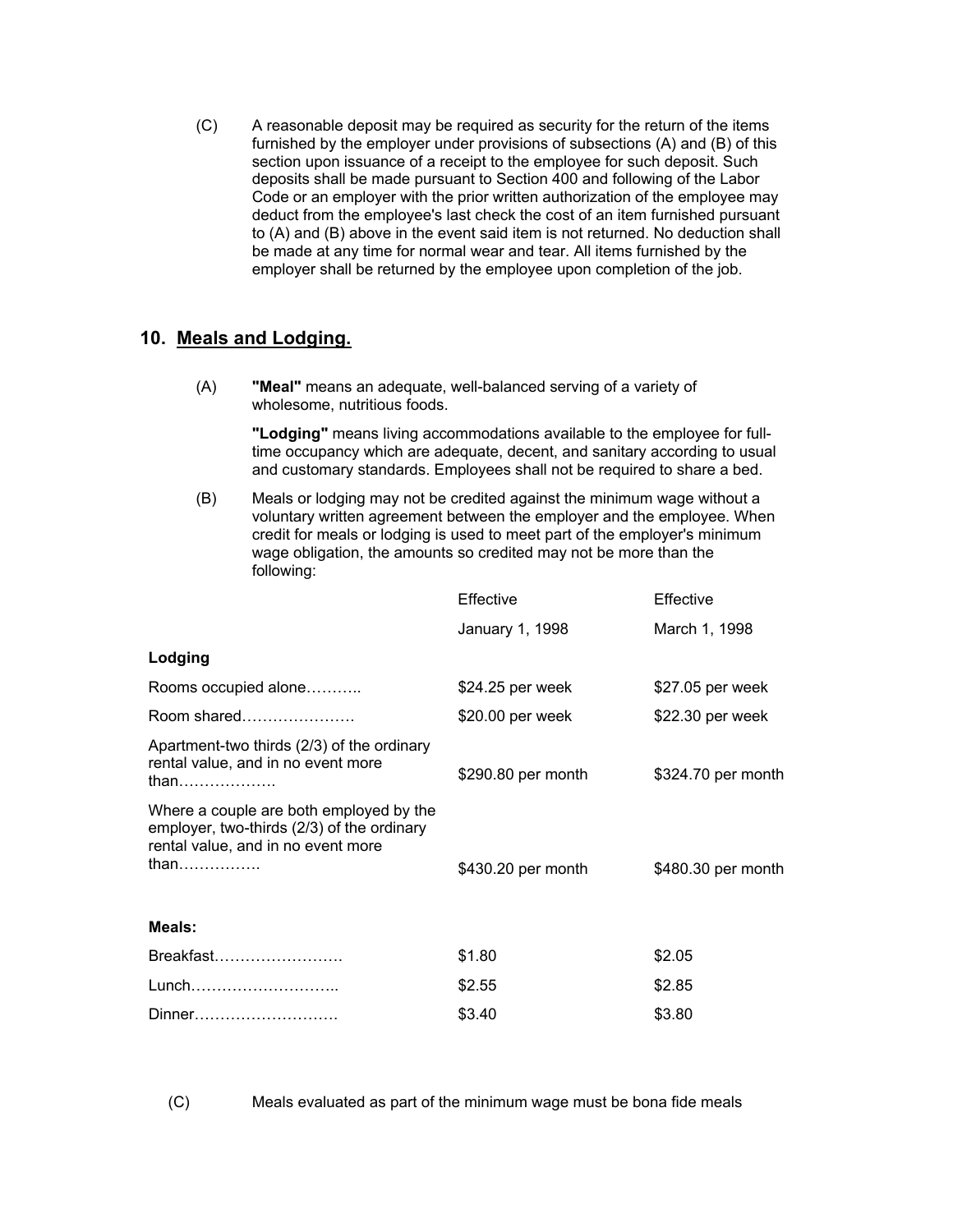(C) A reasonable deposit may be required as security for the return of the items furnished by the employer under provisions of subsections (A) and (B) of this section upon issuance of a receipt to the employee for such deposit. Such deposits shall be made pursuant to Section 400 and following of the Labor Code or an employer with the prior written authorization of the employee may deduct from the employee's last check the cost of an item furnished pursuant to (A) and (B) above in the event said item is not returned. No deduction shall be made at any time for normal wear and tear. All items furnished by the employer shall be returned by the employee upon completion of the job.

## 10. Meals and Lodging.

(A) **"Meal"** means an adequate, well-balanced serving of a variety of wholesome, nutritious foods.

**"Lodging"** means living accommodations available to the employee for full-time occupancy which are adequate, decent, and sanitary according to usual and customary standards. Employees shall not be required to share a bed.

(B) Meals or lodging may not be credited against the minimum wage without a voluntary written agreement between the employer and the employee. When credit for meals or lodging is used to meet part of the employer's minimum wage obligation, the amounts so credited may not be more than the following:

| | Effective January 1, 1998 | Effective March 1, 1998 |
|---|---|---|
| **Lodging** | | |
| Rooms occupied alone……….. | $24.25 per week | $27.05 per week |
| Room shared…………………. | $20.00 per week | $22.30 per week |
| Apartment-two thirds (2/3) of the ordinary rental value, and in no event more than………………. | $290.80 per month | $324.70 per month |
| Where a couple are both employed by the employer, two-thirds (2/3) of the ordinary rental value, and in no event more than……………. | $430.20 per month | $480.30 per month |
| **Meals:** | | |
| Breakfast……………………. | $1.80 | $2.05 |
| Lunch……………………….. | $2.55 | $2.85 |
| Dinner………………………. | $3.40 | $3.80 |

(C) Meals evaluated as part of the minimum wage must be bona fide meals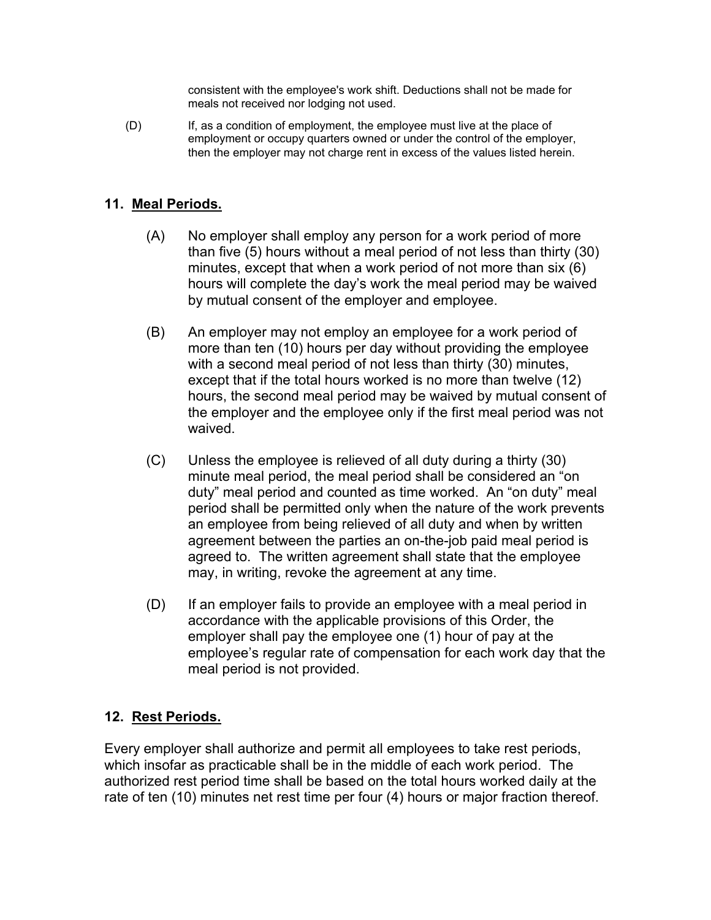consistent with the employee's work shift. Deductions shall not be made for meals not received nor lodging not used.

(D) If, as a condition of employment, the employee must live at the place of employment or occupy quarters owned or under the control of the employer, then the employer may not charge rent in excess of the values listed herein.

## 11. Meal Periods.

(A) No employer shall employ any person for a work period of more than five (5) hours without a meal period of not less than thirty (30) minutes, except that when a work period of not more than six (6) hours will complete the day's work the meal period may be waived by mutual consent of the employer and employee.

(B) An employer may not employ an employee for a work period of more than ten (10) hours per day without providing the employee with a second meal period of not less than thirty (30) minutes, except that if the total hours worked is no more than twelve (12) hours, the second meal period may be waived by mutual consent of the employer and the employee only if the first meal period was not waived.

(C) Unless the employee is relieved of all duty during a thirty (30) minute meal period, the meal period shall be considered an "on duty" meal period and counted as time worked. An "on duty" meal period shall be permitted only when the nature of the work prevents an employee from being relieved of all duty and when by written agreement between the parties an on-the-job paid meal period is agreed to. The written agreement shall state that the employee may, in writing, revoke the agreement at any time.

(D) If an employer fails to provide an employee with a meal period in accordance with the applicable provisions of this Order, the employer shall pay the employee one (1) hour of pay at the employee's regular rate of compensation for each work day that the meal period is not provided.

## 12. Rest Periods.

Every employer shall authorize and permit all employees to take rest periods, which insofar as practicable shall be in the middle of each work period. The authorized rest period time shall be based on the total hours worked daily at the rate of ten (10) minutes net rest time per four (4) hours or major fraction thereof.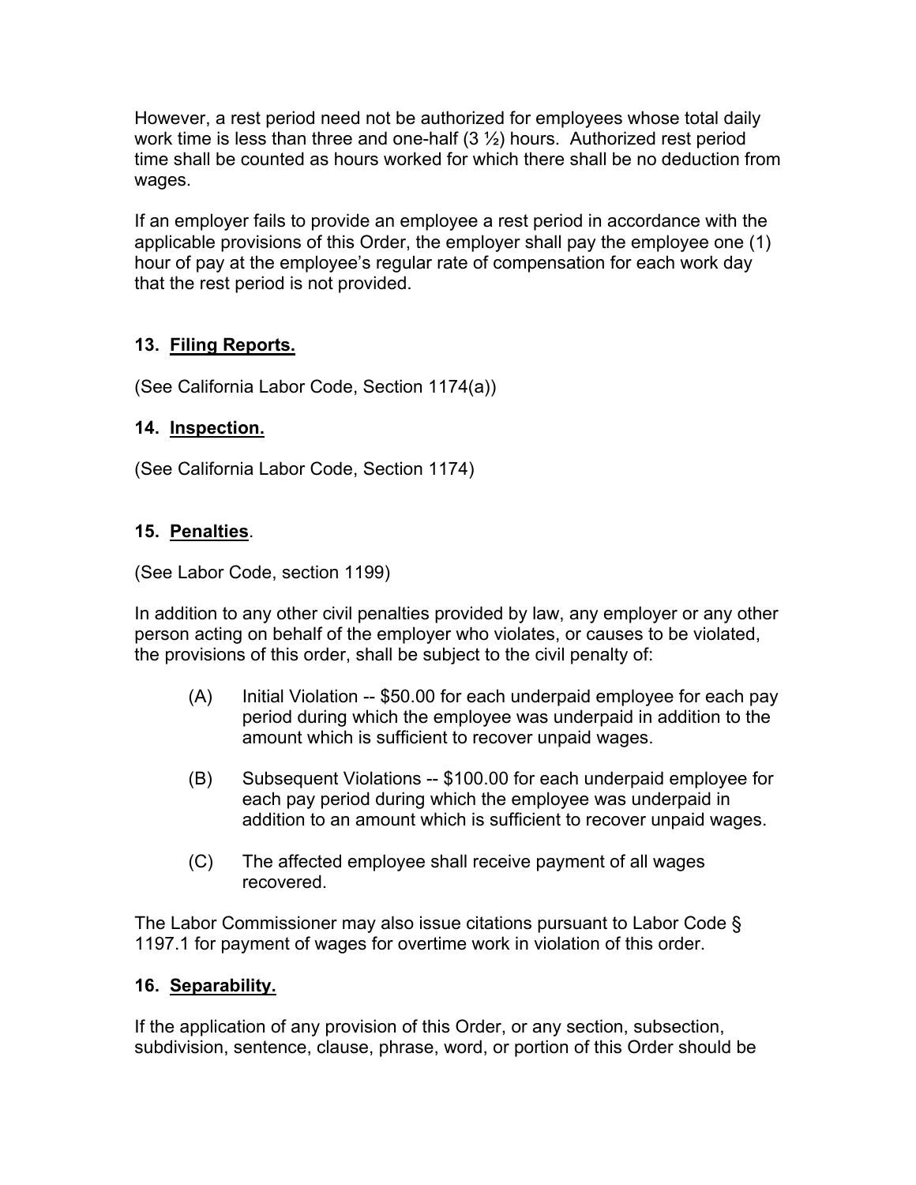However, a rest period need not be authorized for employees whose total daily work time is less than three and one-half (3 ½) hours. Authorized rest period time shall be counted as hours worked for which there shall be no deduction from wages.

If an employer fails to provide an employee a rest period in accordance with the applicable provisions of this Order, the employer shall pay the employee one (1) hour of pay at the employee's regular rate of compensation for each work day that the rest period is not provided.

### 13. Filing Reports.

(See California Labor Code, Section 1174(a))

### 14. Inspection.

(See California Labor Code, Section 1174)

### 15. Penalties.

(See Labor Code, section 1199)

In addition to any other civil penalties provided by law, any employer or any other person acting on behalf of the employer who violates, or causes to be violated, the provisions of this order, shall be subject to the civil penalty of:

(A) Initial Violation -- $50.00 for each underpaid employee for each pay period during which the employee was underpaid in addition to the amount which is sufficient to recover unpaid wages.

(B) Subsequent Violations -- $100.00 for each underpaid employee for each pay period during which the employee was underpaid in addition to an amount which is sufficient to recover unpaid wages.

(C) The affected employee shall receive payment of all wages recovered.

The Labor Commissioner may also issue citations pursuant to Labor Code § 1197.1 for payment of wages for overtime work in violation of this order.

### 16. Separability.

If the application of any provision of this Order, or any section, subsection, subdivision, sentence, clause, phrase, word, or portion of this Order should be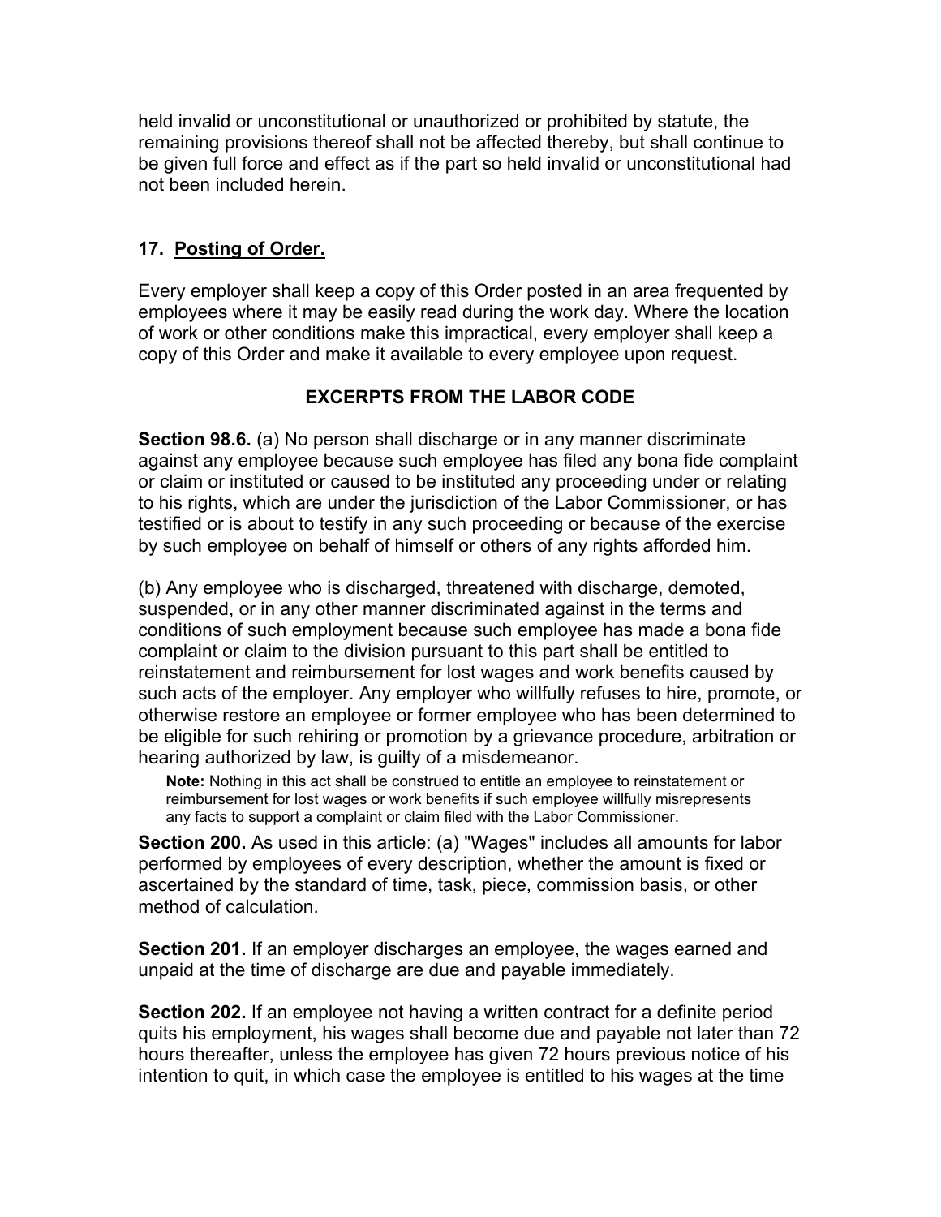held invalid or unconstitutional or unauthorized or prohibited by statute, the remaining provisions thereof shall not be affected thereby, but shall continue to be given full force and effect as if the part so held invalid or unconstitutional had not been included herein.

## 17. Posting of Order.

Every employer shall keep a copy of this Order posted in an area frequented by employees where it may be easily read during the work day. Where the location of work or other conditions make this impractical, every employer shall keep a copy of this Order and make it available to every employee upon request.

## EXCERPTS FROM THE LABOR CODE

**Section 98.6.** (a) No person shall discharge or in any manner discriminate against any employee because such employee has filed any bona fide complaint or claim or instituted or caused to be instituted any proceeding under or relating to his rights, which are under the jurisdiction of the Labor Commissioner, or has testified or is about to testify in any such proceeding or because of the exercise by such employee on behalf of himself or others of any rights afforded him.

(b) Any employee who is discharged, threatened with discharge, demoted, suspended, or in any other manner discriminated against in the terms and conditions of such employment because such employee has made a bona fide complaint or claim to the division pursuant to this part shall be entitled to reinstatement and reimbursement for lost wages and work benefits caused by such acts of the employer. Any employer who willfully refuses to hire, promote, or otherwise restore an employee or former employee who has been determined to be eligible for such rehiring or promotion by a grievance procedure, arbitration or hearing authorized by law, is guilty of a misdemeanor.

> **Note:** Nothing in this act shall be construed to entitle an employee to reinstatement or reimbursement for lost wages or work benefits if such employee willfully misrepresents any facts to support a complaint or claim filed with the Labor Commissioner.

**Section 200.** As used in this article: (a) "Wages" includes all amounts for labor performed by employees of every description, whether the amount is fixed or ascertained by the standard of time, task, piece, commission basis, or other method of calculation.

**Section 201.** If an employer discharges an employee, the wages earned and unpaid at the time of discharge are due and payable immediately.

**Section 202.** If an employee not having a written contract for a definite period quits his employment, his wages shall become due and payable not later than 72 hours thereafter, unless the employee has given 72 hours previous notice of his intention to quit, in which case the employee is entitled to his wages at the time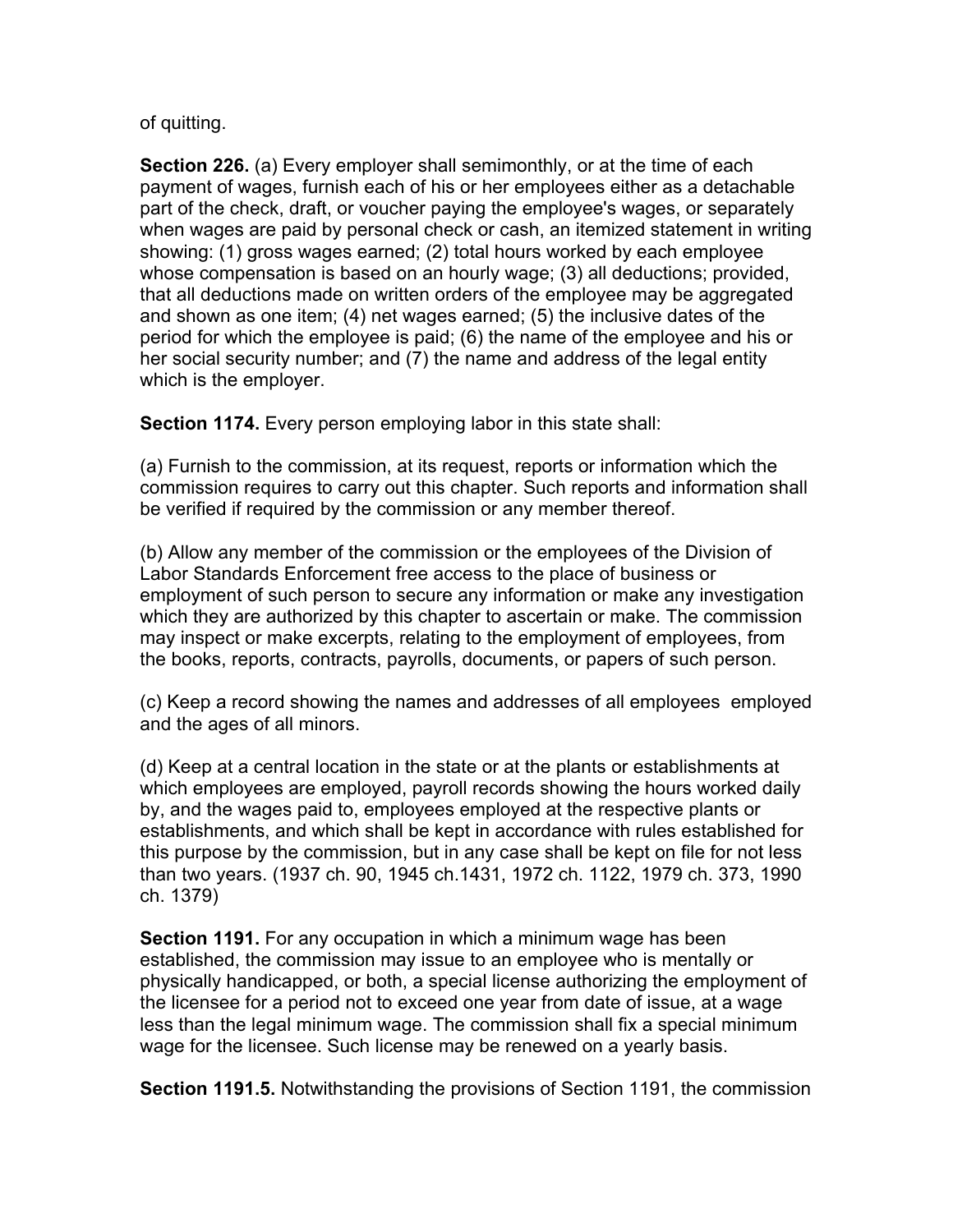of quitting.

**Section 226.** (a) Every employer shall semimonthly, or at the time of each payment of wages, furnish each of his or her employees either as a detachable part of the check, draft, or voucher paying the employee's wages, or separately when wages are paid by personal check or cash, an itemized statement in writing showing: (1) gross wages earned; (2) total hours worked by each employee whose compensation is based on an hourly wage; (3) all deductions; provided, that all deductions made on written orders of the employee may be aggregated and shown as one item; (4) net wages earned; (5) the inclusive dates of the period for which the employee is paid; (6) the name of the employee and his or her social security number; and (7) the name and address of the legal entity which is the employer.

**Section 1174.** Every person employing labor in this state shall:

(a) Furnish to the commission, at its request, reports or information which the commission requires to carry out this chapter. Such reports and information shall be verified if required by the commission or any member thereof.

(b) Allow any member of the commission or the employees of the Division of Labor Standards Enforcement free access to the place of business or employment of such person to secure any information or make any investigation which they are authorized by this chapter to ascertain or make. The commission may inspect or make excerpts, relating to the employment of employees, from the books, reports, contracts, payrolls, documents, or papers of such person.

(c) Keep a record showing the names and addresses of all employees employed and the ages of all minors.

(d) Keep at a central location in the state or at the plants or establishments at which employees are employed, payroll records showing the hours worked daily by, and the wages paid to, employees employed at the respective plants or establishments, and which shall be kept in accordance with rules established for this purpose by the commission, but in any case shall be kept on file for not less than two years. (1937 ch. 90, 1945 ch.1431, 1972 ch. 1122, 1979 ch. 373, 1990 ch. 1379)

**Section 1191.** For any occupation in which a minimum wage has been established, the commission may issue to an employee who is mentally or physically handicapped, or both, a special license authorizing the employment of the licensee for a period not to exceed one year from date of issue, at a wage less than the legal minimum wage. The commission shall fix a special minimum wage for the licensee. Such license may be renewed on a yearly basis.

**Section 1191.5.** Notwithstanding the provisions of Section 1191, the commission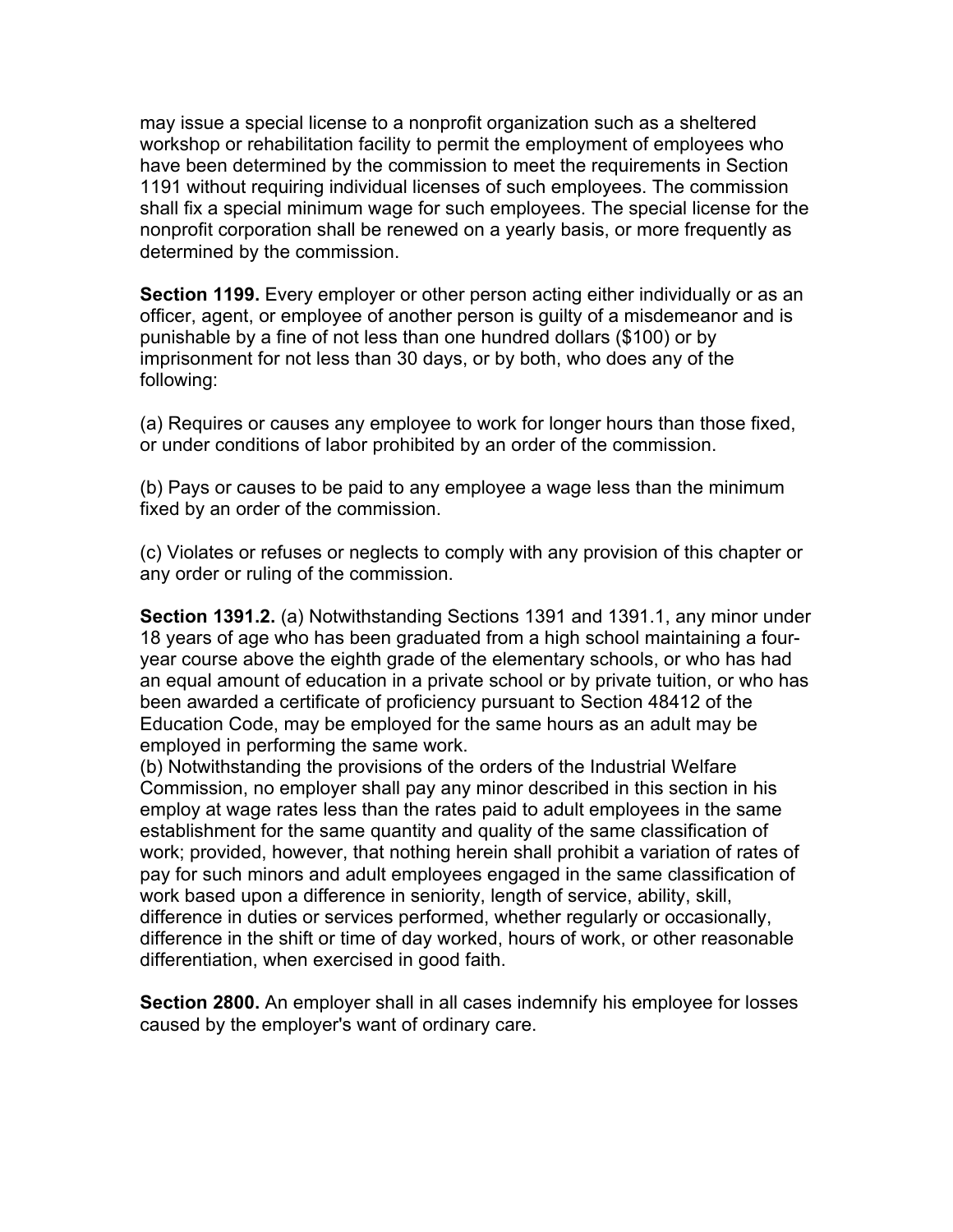may issue a special license to a nonprofit organization such as a sheltered workshop or rehabilitation facility to permit the employment of employees who have been determined by the commission to meet the requirements in Section 1191 without requiring individual licenses of such employees. The commission shall fix a special minimum wage for such employees. The special license for the nonprofit corporation shall be renewed on a yearly basis, or more frequently as determined by the commission.

**Section 1199.** Every employer or other person acting either individually or as an officer, agent, or employee of another person is guilty of a misdemeanor and is punishable by a fine of not less than one hundred dollars ($100) or by imprisonment for not less than 30 days, or by both, who does any of the following:

(a) Requires or causes any employee to work for longer hours than those fixed, or under conditions of labor prohibited by an order of the commission.

(b) Pays or causes to be paid to any employee a wage less than the minimum fixed by an order of the commission.

(c) Violates or refuses or neglects to comply with any provision of this chapter or any order or ruling of the commission.

**Section 1391.2.** (a) Notwithstanding Sections 1391 and 1391.1, any minor under 18 years of age who has been graduated from a high school maintaining a four-year course above the eighth grade of the elementary schools, or who has had an equal amount of education in a private school or by private tuition, or who has been awarded a certificate of proficiency pursuant to Section 48412 of the Education Code, may be employed for the same hours as an adult may be employed in performing the same work.
(b) Notwithstanding the provisions of the orders of the Industrial Welfare Commission, no employer shall pay any minor described in this section in his employ at wage rates less than the rates paid to adult employees in the same establishment for the same quantity and quality of the same classification of work; provided, however, that nothing herein shall prohibit a variation of rates of pay for such minors and adult employees engaged in the same classification of work based upon a difference in seniority, length of service, ability, skill, difference in duties or services performed, whether regularly or occasionally, difference in the shift or time of day worked, hours of work, or other reasonable differentiation, when exercised in good faith.

**Section 2800.** An employer shall in all cases indemnify his employee for losses caused by the employer's want of ordinary care.